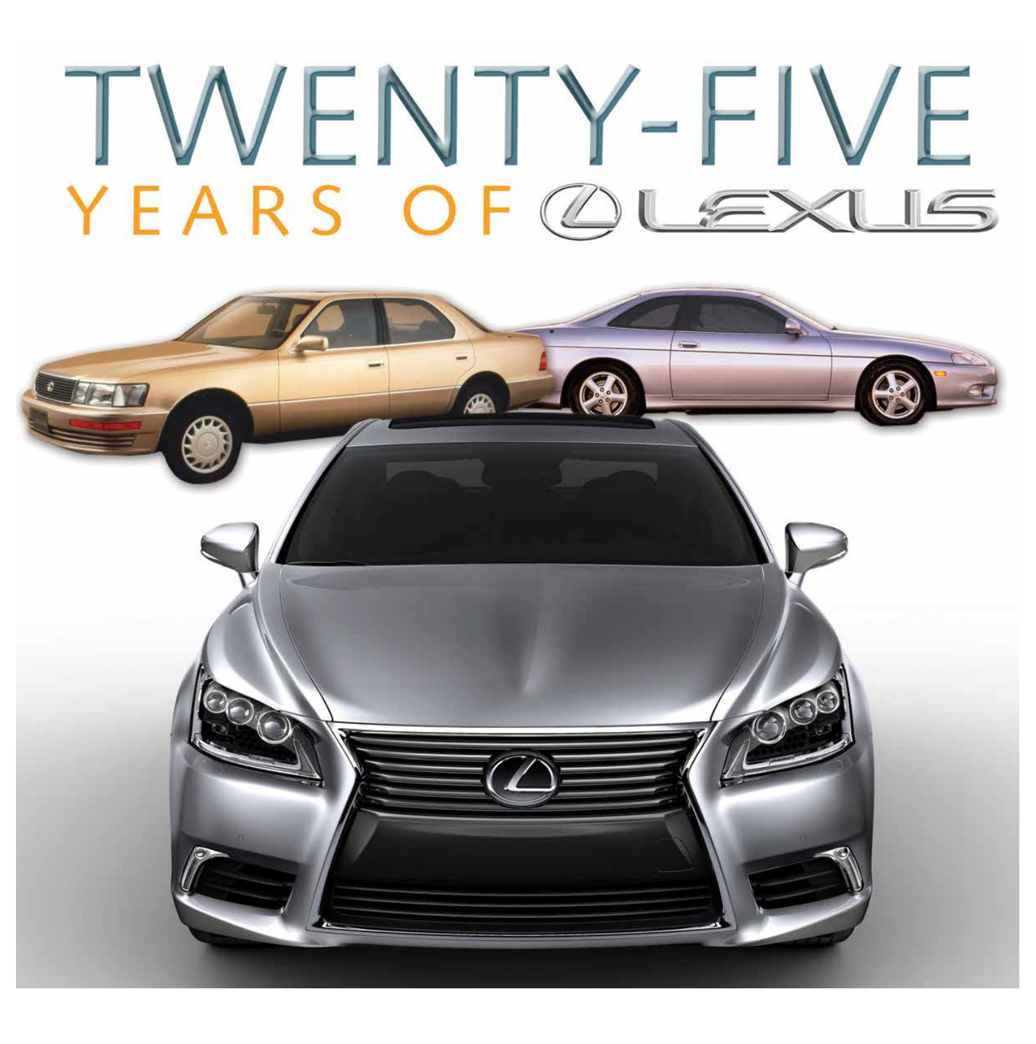# TWENTY-FIVE

## YEARS OF LEXUS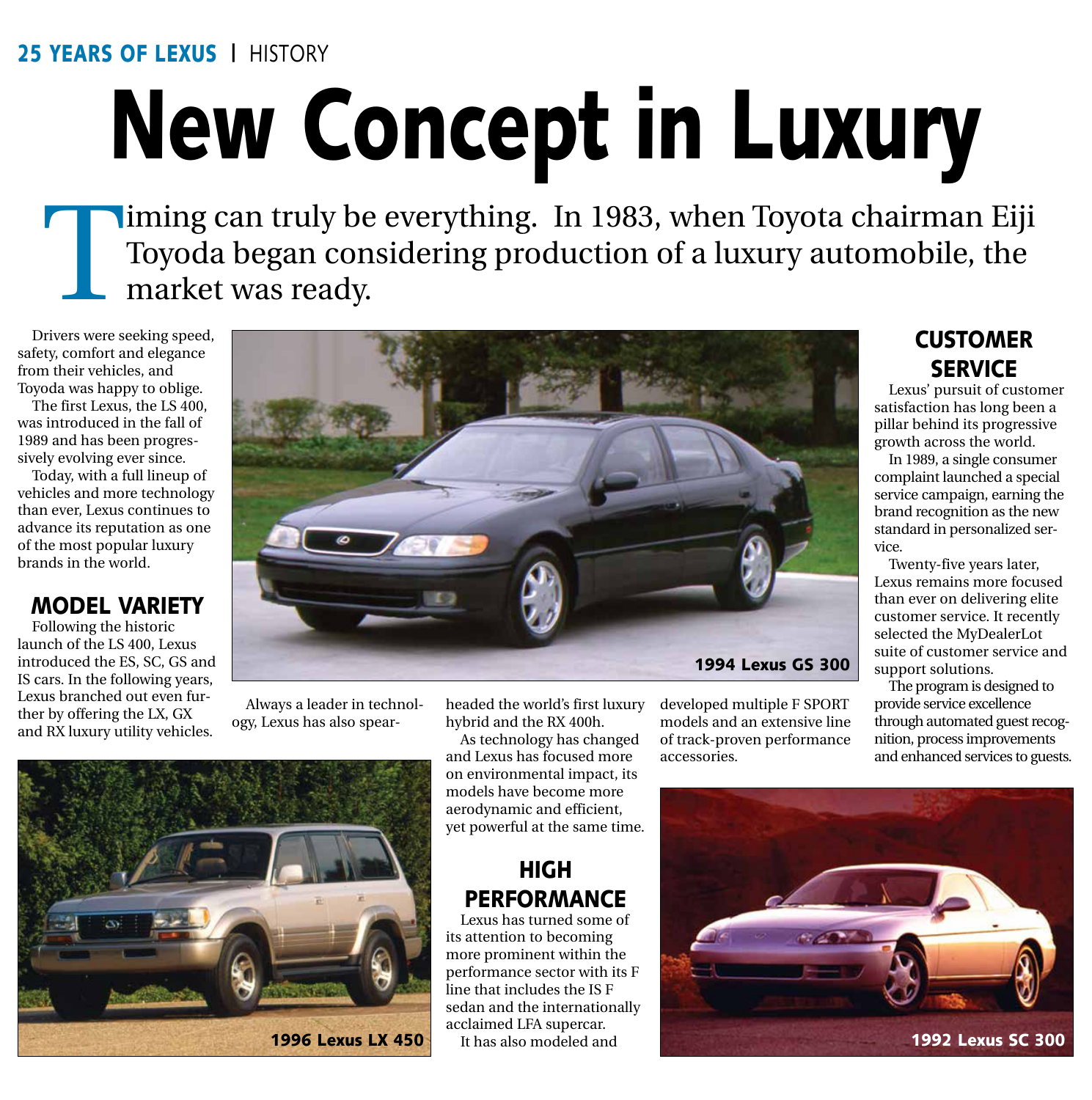# New Concept in Luxury

Timing can truly be everything. In 1983, when Toyota chairman Eiji Toyoda began considering production of a luxury automobile, the market was ready.

Drivers were seeking speed, safety, comfort and elegance from their vehicles, and Toyoda was happy to oblige.

The first Lexus, the LS 400, was introduced in the fall of 1989 and has been progressively evolving ever since.

Today, with a full lineup of vehicles and more technology than ever, Lexus continues to advance its reputation as one of the most popular luxury brands in the world.

## MODEL VARIETY

Following the historic launch of the LS 400, Lexus introduced the ES, SC, GS and IS cars. In the following years, Lexus branched out even further by offering the LX, GX and RX luxury utility vehicles.

Always a leader in technology, Lexus has also spearheaded the world's first luxury hybrid and the RX 400h.

As technology has changed and Lexus has focused more on environmental impact, its models have become more aerodynamic and efficient, yet powerful at the same time.

1994 Lexus GS 300

1996 Lexus LX 450

## HIGH PERFORMANCE

Lexus has turned some of its attention to becoming more prominent within the performance sector with its F line that includes the IS F sedan and the internationally acclaimed LFA supercar.

It has also modeled and developed multiple F SPORT models and an extensive line of track-proven performance accessories.

## CUSTOMER SERVICE

Lexus' pursuit of customer satisfaction has long been a pillar behind its progressive growth across the world.

In 1989, a single consumer complaint launched a special service campaign, earning the brand recognition as the new standard in personalized service.

Twenty-five years later, Lexus remains more focused than ever on delivering elite customer service. It recently selected the MyDealerLot suite of customer service and support solutions.

The program is designed to provide service excellence through automated guest recognition, process improvements and enhanced services to guests.

1992 Lexus SC 300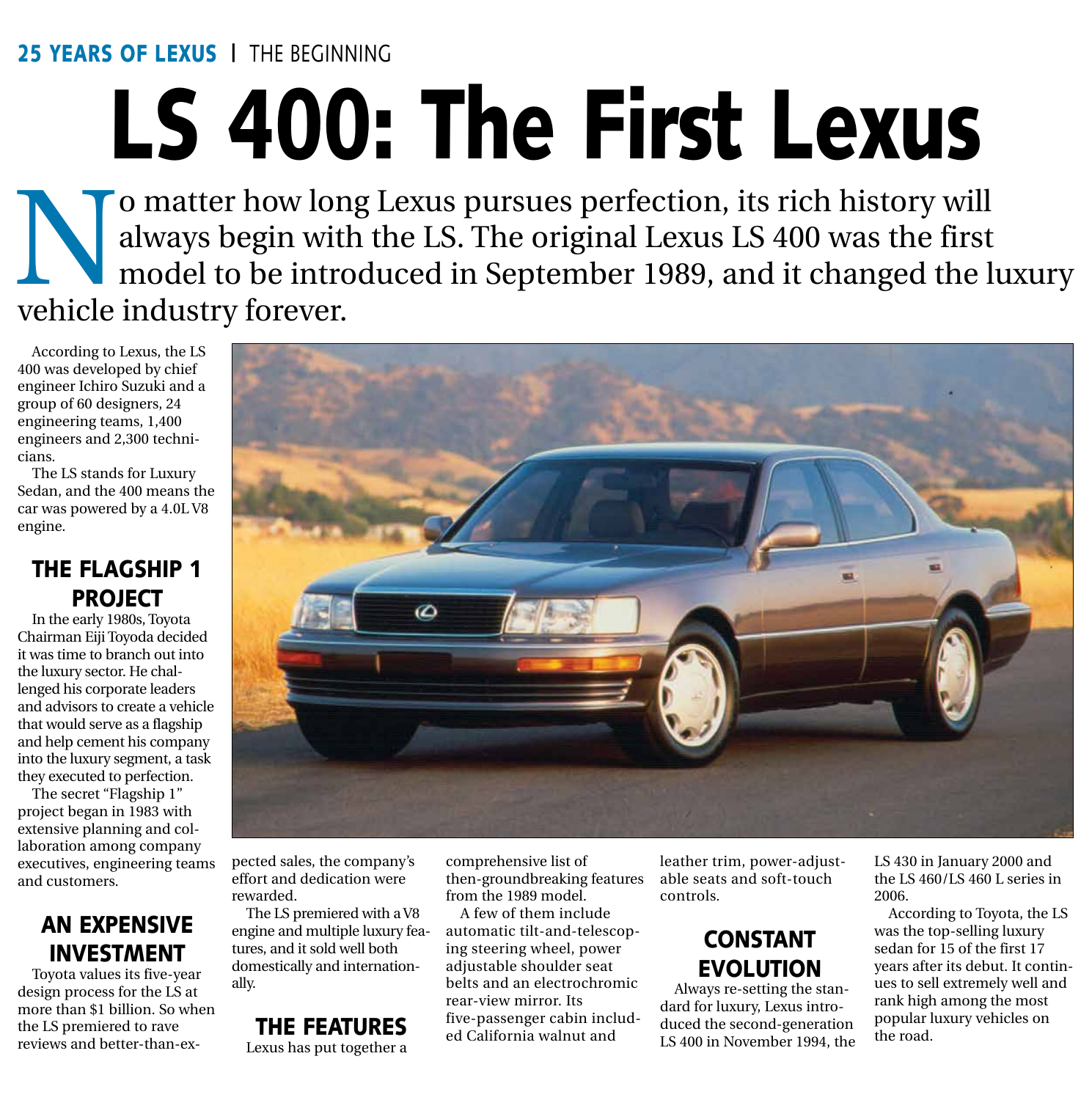25 YEARS OF LEXUS | THE BEGINNING

# LS 400: The First Lexus

No matter how long Lexus pursues perfection, its rich history will always begin with the LS. The original Lexus LS 400 was the first model to be introduced in September 1989, and it changed the luxury vehicle industry forever.

According to Lexus, the LS 400 was developed by chief engineer Ichiro Suzuki and a group of 60 designers, 24 engineering teams, 1,400 engineers and 2,300 technicians.

The LS stands for Luxury Sedan, and the 400 means the car was powered by a 4.0L V8 engine.

## THE FLAGSHIP 1 PROJECT

In the early 1980s, Toyota Chairman Eiji Toyoda decided it was time to branch out into the luxury sector. He challenged his corporate leaders and advisors to create a vehicle that would serve as a flagship and help cement his company into the luxury segment, a task they executed to perfection.

The secret "Flagship 1" project began in 1983 with extensive planning and collaboration among company executives, engineering teams and customers.

## AN EXPENSIVE INVESTMENT

Toyota values its five-year design process for the LS at more than $1 billion. So when the LS premiered to rave reviews and better-than-expected sales, the company's effort and dedication were rewarded.

The LS premiered with a V8 engine and multiple luxury features, and it sold well both domestically and internationally.

## THE FEATURES

Lexus has put together a comprehensive list of then-groundbreaking features from the 1989 model.

A few of them include automatic tilt-and-telescoping steering wheel, power adjustable shoulder seat belts and an electrochromic rear-view mirror. Its five-passenger cabin included California walnut and leather trim, power-adjustable seats and soft-touch controls.

## CONSTANT EVOLUTION

Always re-setting the standard for luxury, Lexus introduced the second-generation LS 400 in November 1994, the LS 430 in January 2000 and the LS 460/LS 460 L series in 2006.

According to Toyota, the LS was the top-selling luxury sedan for 15 of the first 17 years after its debut. It continues to sell extremely well and rank high among the most popular luxury vehicles on the road.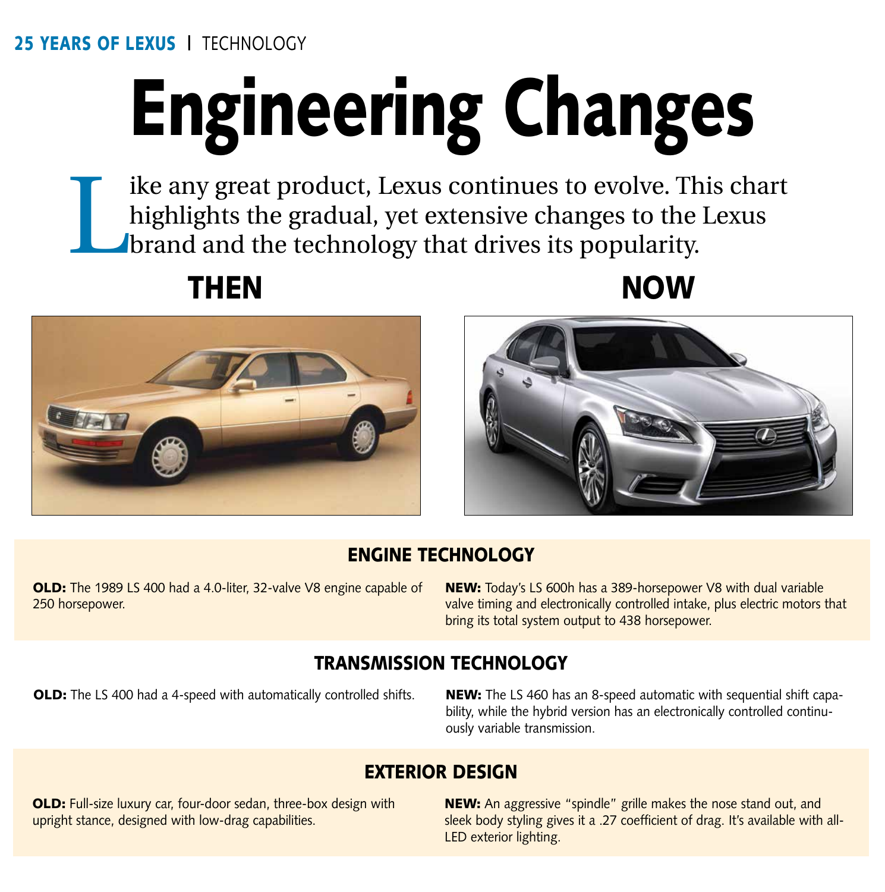**25 YEARS OF LEXUS** | TECHNOLOGY

# Engineering Changes

Like any great product, Lexus continues to evolve. This chart highlights the gradual, yet extensive changes to the Lexus brand and the technology that drives its popularity.

## THEN

## NOW

### ENGINE TECHNOLOGY

**OLD:** The 1989 LS 400 had a 4.0-liter, 32-valve V8 engine capable of 250 horsepower.

**NEW:** Today's LS 600h has a 389-horsepower V8 with dual variable valve timing and electronically controlled intake, plus electric motors that bring its total system output to 438 horsepower.

### TRANSMISSION TECHNOLOGY

**OLD:** The LS 400 had a 4-speed with automatically controlled shifts.

**NEW:** The LS 460 has an 8-speed automatic with sequential shift capability, while the hybrid version has an electronically controlled continuously variable transmission.

### EXTERIOR DESIGN

**OLD:** Full-size luxury car, four-door sedan, three-box design with upright stance, designed with low-drag capabilities.

**NEW:** An aggressive "spindle" grille makes the nose stand out, and sleek body styling gives it a .27 coefficient of drag. It's available with all-LED exterior lighting.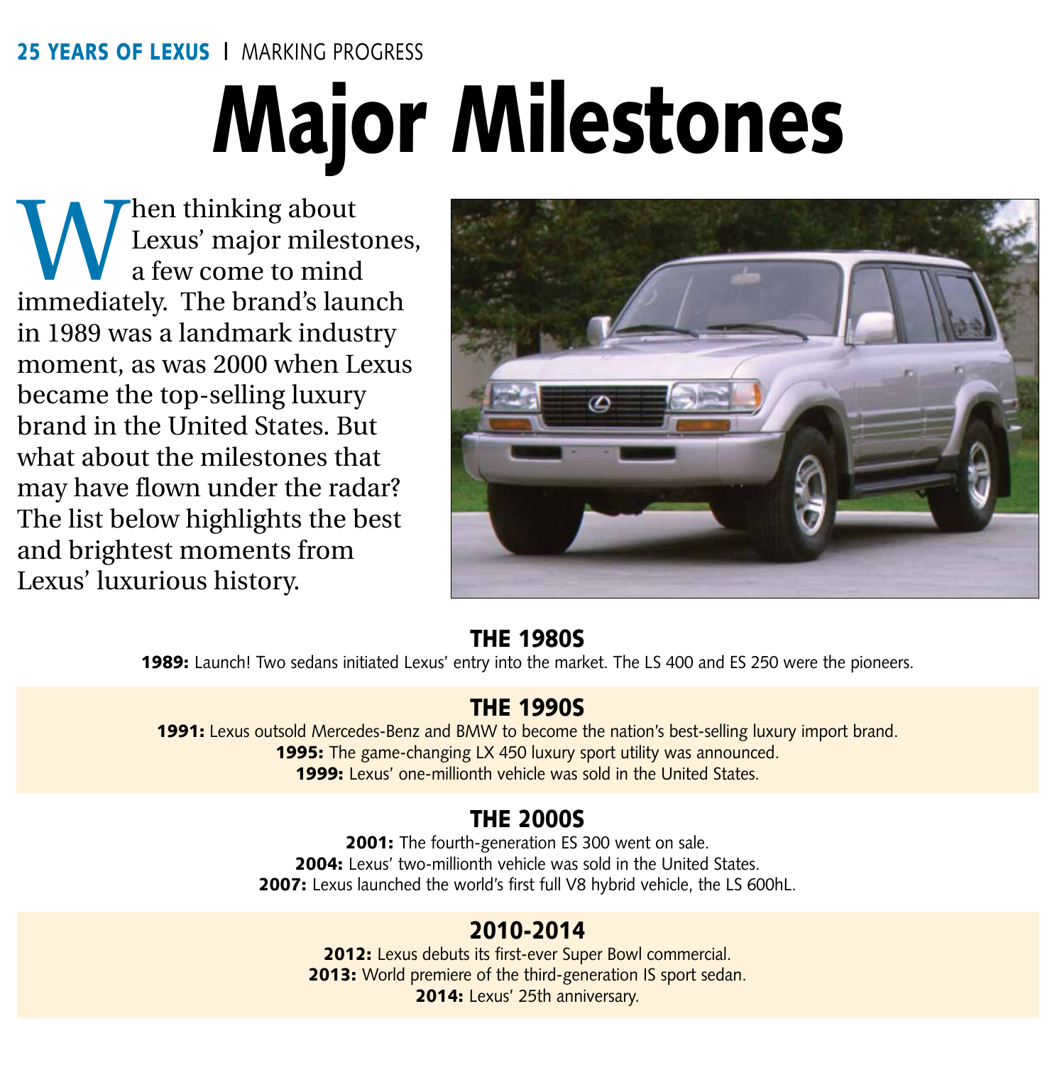**25 YEARS OF LEXUS** | MARKING PROGRESS

# Major Milestones

When thinking about Lexus' major milestones, a few come to mind immediately. The brand's launch in 1989 was a landmark industry moment, as was 2000 when Lexus became the top-selling luxury brand in the United States. But what about the milestones that may have flown under the radar? The list below highlights the best and brightest moments from Lexus' luxurious history.

## THE 1980S

**1989:** Launch! Two sedans initiated Lexus' entry into the market. The LS 400 and ES 250 were the pioneers.

## THE 1990S

**1991:** Lexus outsold Mercedes-Benz and BMW to become the nation's best-selling luxury import brand.
**1995:** The game-changing LX 450 luxury sport utility was announced.
**1999:** Lexus' one-millionth vehicle was sold in the United States.

## THE 2000S

**2001:** The fourth-generation ES 300 went on sale.
**2004:** Lexus' two-millionth vehicle was sold in the United States.
**2007:** Lexus launched the world's first full V8 hybrid vehicle, the LS 600hL.

## 2010-2014

**2012:** Lexus debuts its first-ever Super Bowl commercial.
**2013:** World premiere of the third-generation IS sport sedan.
**2014:** Lexus' 25th anniversary.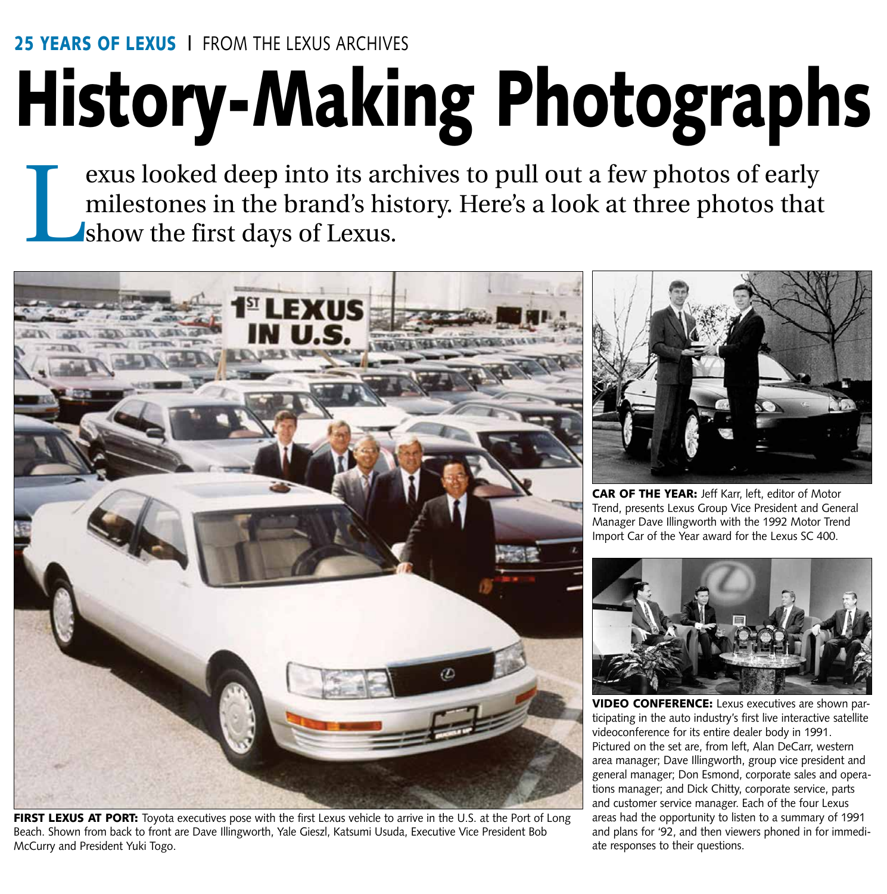**25 YEARS OF LEXUS** | FROM THE LEXUS ARCHIVES

# History-Making Photographs

Lexus looked deep into its archives to pull out a few photos of early milestones in the brand's history. Here's a look at three photos that show the first days of Lexus.

**FIRST LEXUS AT PORT:** Toyota executives pose with the first Lexus vehicle to arrive in the U.S. at the Port of Long Beach. Shown from back to front are Dave Illingworth, Yale Gieszl, Katsumi Usuda, Executive Vice President Bob McCurry and President Yuki Togo.

**CAR OF THE YEAR:** Jeff Karr, left, editor of Motor Trend, presents Lexus Group Vice President and General Manager Dave Illingworth with the 1992 Motor Trend Import Car of the Year award for the Lexus SC 400.

**VIDEO CONFERENCE:** Lexus executives are shown participating in the auto industry's first live interactive satellite videoconference for its entire dealer body in 1991. Pictured on the set are, from left, Alan DeCarr, western area manager; Dave Illingworth, group vice president and general manager; Don Esmond, corporate sales and operations manager; and Dick Chitty, corporate service, parts and customer service manager. Each of the four Lexus areas had the opportunity to listen to a summary of 1991 and plans for '92, and then viewers phoned in for immediate responses to their questions.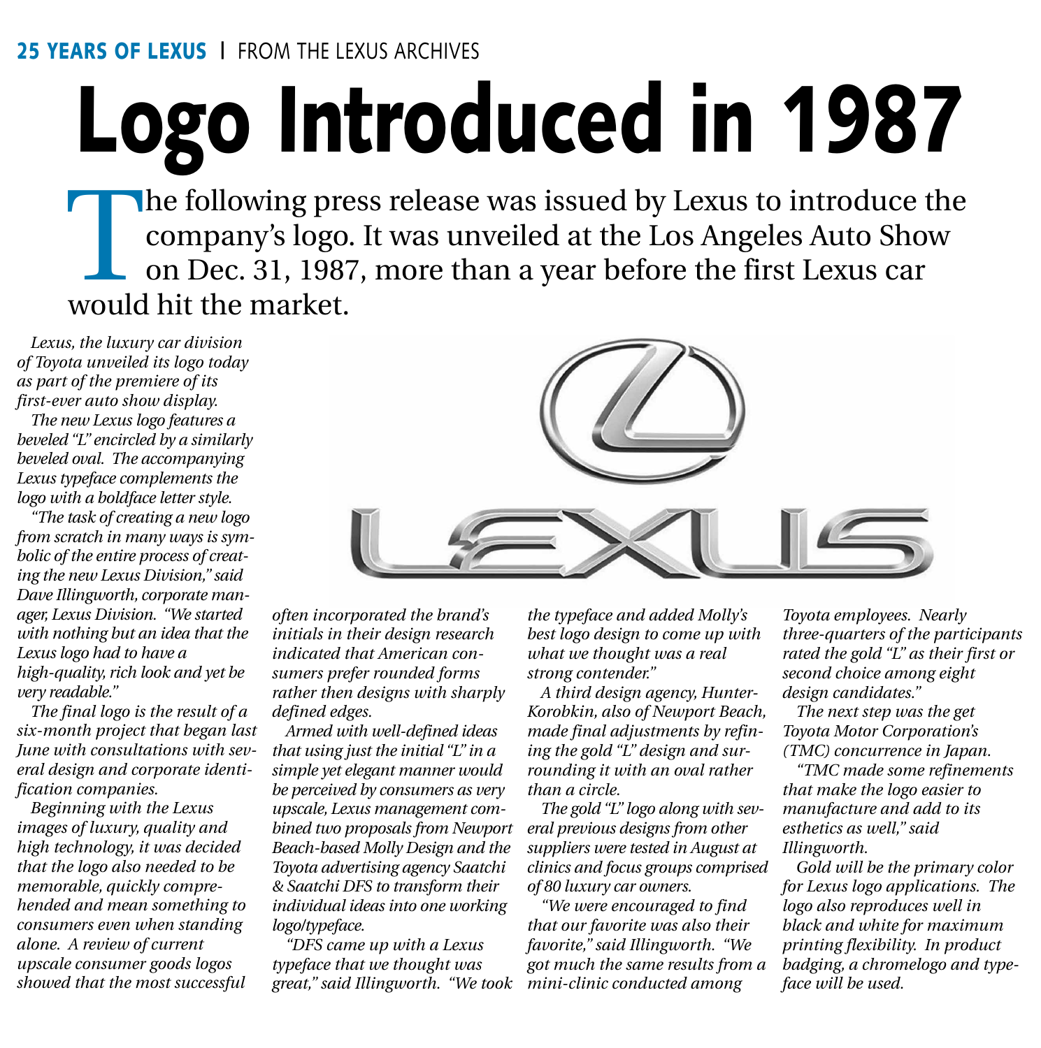**25 YEARS OF LEXUS** | FROM THE LEXUS ARCHIVES

# Logo Introduced in 1987

The following press release was issued by Lexus to introduce the company's logo. It was unveiled at the Los Angeles Auto Show on Dec. 31, 1987, more than a year before the first Lexus car would hit the market.

*Lexus, the luxury car division of Toyota unveiled its logo today as part of the premiere of its first-ever auto show display.*

*The new Lexus logo features a beveled "L" encircled by a similarly beveled oval. The accompanying Lexus typeface complements the logo with a boldface letter style.*

*"The task of creating a new logo from scratch in many ways is symbolic of the entire process of creating the new Lexus Division," said Dave Illingworth, corporate manager, Lexus Division. "We started with nothing but an idea that the Lexus logo had to have a high-quality, rich look and yet be very readable."*

*The final logo is the result of a six-month project that began last June with consultations with several design and corporate identification companies.*

*Beginning with the Lexus images of luxury, quality and high technology, it was decided that the logo also needed to be memorable, quickly comprehended and mean something to consumers even when standing alone. A review of current upscale consumer goods logos showed that the most successful often incorporated the brand's initials in their design research indicated that American consumers prefer rounded forms rather then designs with sharply defined edges.*

*Armed with well-defined ideas that using just the initial "L" in a simple yet elegant manner would be perceived by consumers as very upscale, Lexus management combined two proposals from Newport Beach-based Molly Design and the Toyota advertising agency Saatchi & Saatchi DFS to transform their individual ideas into one working logo/typeface.*

*"DFS came up with a Lexus typeface that we thought was great," said Illingworth. "We took the typeface and added Molly's best logo design to come up with what we thought was a real strong contender."*

*A third design agency, Hunter-Korobkin, also of Newport Beach, made final adjustments by refining the gold "L" design and surrounding it with an oval rather than a circle.*

*The gold "L" logo along with several previous designs from other suppliers were tested in August at clinics and focus groups comprised of 80 luxury car owners.*

*"We were encouraged to find that our favorite was also their favorite," said Illingworth. "We got much the same results from a mini-clinic conducted among Toyota employees. Nearly three-quarters of the participants rated the gold "L" as their first or second choice among eight design candidates."*

*The next step was the get Toyota Motor Corporation's (TMC) concurrence in Japan.*

*"TMC made some refinements that make the logo easier to manufacture and add to its esthetics as well," said Illingworth.*

*Gold will be the primary color for Lexus logo applications. The logo also reproduces well in black and white for maximum printing flexibility. In product badging, a chromelogo and typeface will be used.*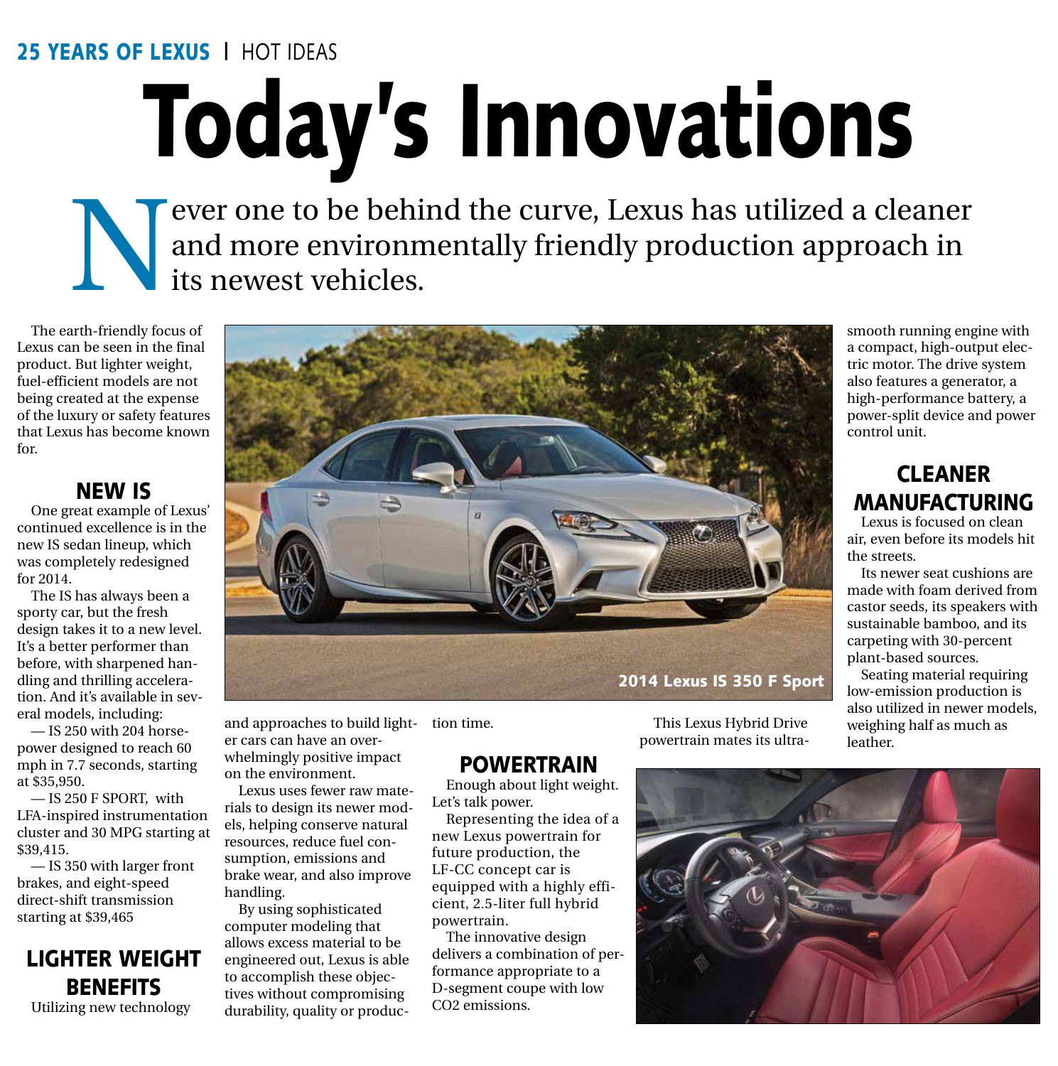**25 YEARS OF LEXUS** | HOT IDEAS

# Today's Innovations

Never one to be behind the curve, Lexus has utilized a cleaner and more environmentally friendly production approach in its newest vehicles.

The earth-friendly focus of Lexus can be seen in the final product. But lighter weight, fuel-efficient models are not being created at the expense of the luxury or safety features that Lexus has become known for.

## NEW IS

One great example of Lexus' continued excellence is in the new IS sedan lineup, which was completely redesigned for 2014.

The IS has always been a sporty car, but the fresh design takes it to a new level. It's a better performer than before, with sharpened handling and thrilling acceleration. And it's available in several models, including:

— IS 250 with 204 horsepower designed to reach 60 mph in 7.7 seconds, starting at $35,950.

— IS 250 F SPORT, with LFA-inspired instrumentation cluster and 30 MPG starting at $39,415.

— IS 350 with larger front brakes, and eight-speed direct-shift transmission starting at $39,465

## LIGHTER WEIGHT BENEFITS

Utilizing new technology and approaches to build lighter cars can have an overwhelmingly positive impact on the environment.

Lexus uses fewer raw materials to design its newer models, helping conserve natural resources, reduce fuel consumption, emissions and brake wear, and also improve handling.

By using sophisticated computer modeling that allows excess material to be engineered out, Lexus is able to accomplish these objectives without compromising durability, quality or production time.

2014 Lexus IS 350 F Sport

## POWERTRAIN

Enough about light weight. Let's talk power.

Representing the idea of a new Lexus powertrain for future production, the LF-CC concept car is equipped with a highly efficient, 2.5-liter full hybrid powertrain.

The innovative design delivers a combination of performance appropriate to a D-segment coupe with low $CO_2$ emissions.

This Lexus Hybrid Drive powertrain mates its ultra-smooth running engine with a compact, high-output electric motor. The drive system also features a generator, a high-performance battery, a power-split device and power control unit.

## CLEANER MANUFACTURING

Lexus is focused on clean air, even before its models hit the streets.

Its newer seat cushions are made with foam derived from castor seeds, its speakers with sustainable bamboo, and its carpeting with 30-percent plant-based sources.

Seating material requiring low-emission production is also utilized in newer models, weighing half as much as leather.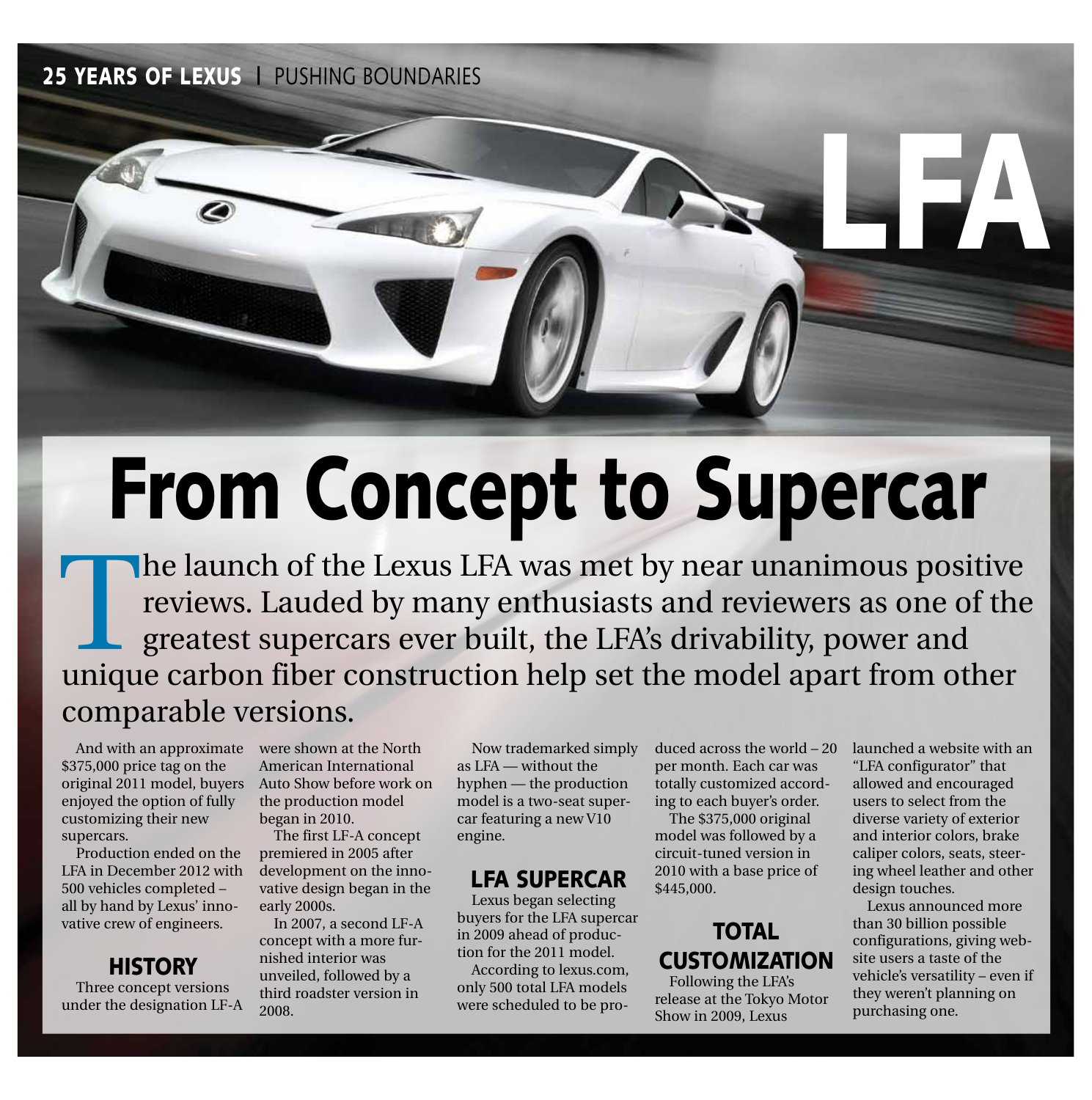25 YEARS OF LEXUS | PUSHING BOUNDARIES

# LFA

# From Concept to Supercar

The launch of the Lexus LFA was met by near unanimous positive reviews. Lauded by many enthusiasts and reviewers as one of the greatest supercars ever built, the LFA's drivability, power and unique carbon fiber construction help set the model apart from other comparable versions.

And with an approximate $375,000 price tag on the original 2011 model, buyers enjoyed the option of fully customizing their new supercars.

Production ended on the LFA in December 2012 with 500 vehicles completed – all by hand by Lexus' innovative crew of engineers.

## HISTORY

Three concept versions under the designation LF-A were shown at the North American International Auto Show before work on the production model began in 2010.

The first LF-A concept premiered in 2005 after development on the innovative design began in the early 2000s.

In 2007, a second LF-A concept with a more furnished interior was unveiled, followed by a third roadster version in 2008.

Now trademarked simply as LFA — without the hyphen — the production model is a two-seat supercar featuring a new V10 engine.

## LFA SUPERCAR

Lexus began selecting buyers for the LFA supercar in 2009 ahead of production for the 2011 model.

According to lexus.com, only 500 total LFA models were scheduled to be produced across the world – 20 per month. Each car was totally customized according to each buyer's order.

The $375,000 original model was followed by a circuit-tuned version in 2010 with a base price of $445,000.

## TOTAL CUSTOMIZATION

Following the LFA's release at the Tokyo Motor Show in 2009, Lexus launched a website with an "LFA configurator" that allowed and encouraged users to select from the diverse variety of exterior and interior colors, brake caliper colors, seats, steering wheel leather and other design touches.

Lexus announced more than 30 billion possible configurations, giving website users a taste of the vehicle's versatility – even if they weren't planning on purchasing one.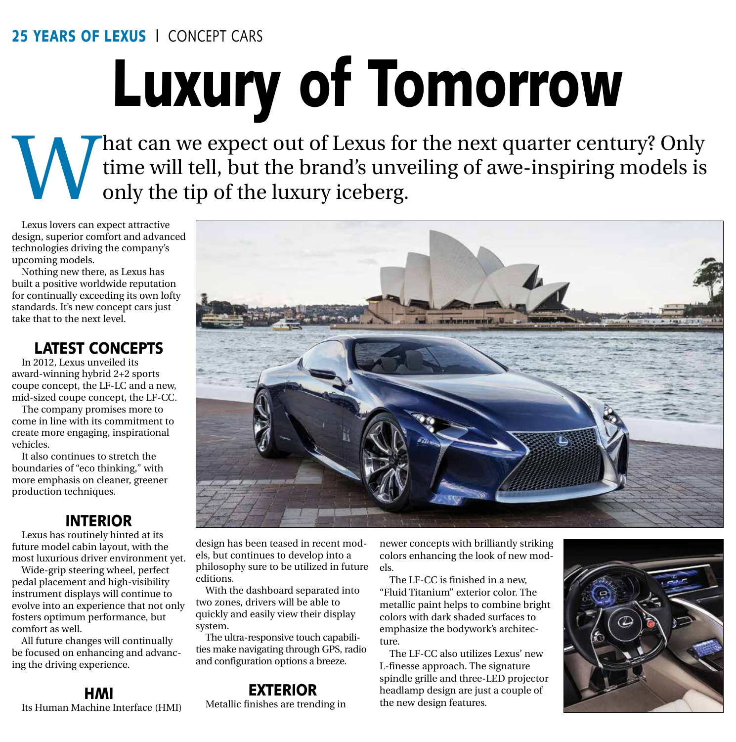25 YEARS OF LEXUS | CONCEPT CARS

# Luxury of Tomorrow

What can we expect out of Lexus for the next quarter century? Only time will tell, but the brand's unveiling of awe-inspiring models is only the tip of the luxury iceberg.

Lexus lovers can expect attractive design, superior comfort and advanced technologies driving the company's upcoming models.

Nothing new there, as Lexus has built a positive worldwide reputation for continually exceeding its own lofty standards. It's new concept cars just take that to the next level.

## LATEST CONCEPTS

In 2012, Lexus unveiled its award-winning hybrid 2+2 sports coupe concept, the LF-LC and a new, mid-sized coupe concept, the LF-CC.

The company promises more to come in line with its commitment to create more engaging, inspirational vehicles.

It also continues to stretch the boundaries of "eco thinking," with more emphasis on cleaner, greener production techniques.

## INTERIOR

Lexus has routinely hinted at its future model cabin layout, with the most luxurious driver environment yet.

Wide-grip steering wheel, perfect pedal placement and high-visibility instrument displays will continue to evolve into an experience that not only fosters optimum performance, but comfort as well.

All future changes will continually be focused on enhancing and advancing the driving experience.

## HMI

Its Human Machine Interface (HMI) design has been teased in recent models, but continues to develop into a philosophy sure to be utilized in future editions.

With the dashboard separated into two zones, drivers will be able to quickly and easily view their display system.

The ultra-responsive touch capabilities make navigating through GPS, radio and configuration options a breeze.

## EXTERIOR

Metallic finishes are trending in newer concepts with brilliantly striking colors enhancing the look of new models.

The LF-CC is finished in a new, "Fluid Titanium" exterior color. The metallic paint helps to combine bright colors with dark shaded surfaces to emphasize the bodywork's architecture.

The LF-CC also utilizes Lexus' new L-finesse approach. The signature spindle grille and three-LED projector headlamp design are just a couple of the new design features.